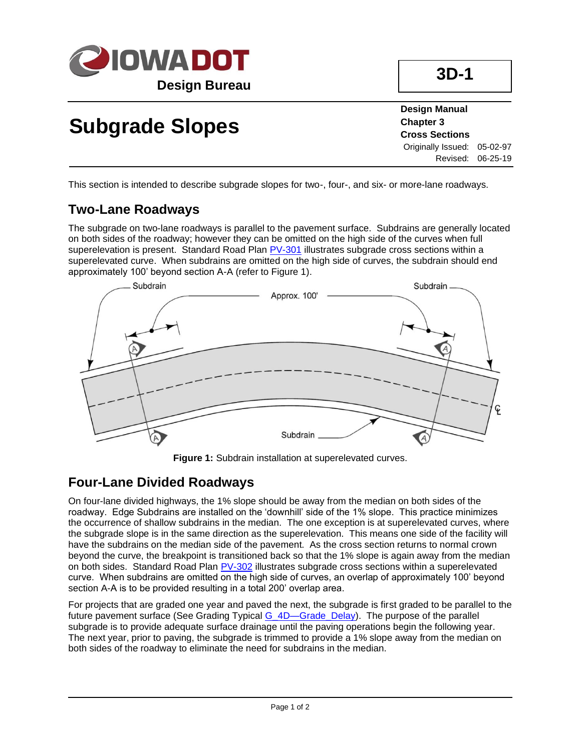# Subgrade Slopes

**Design Manual**
**Chapter 3**
**Cross Sections**
Originally Issued: 05-02-97
Revised: 06-25-19

**3D-1**

This section is intended to describe subgrade slopes for two-, four-, and six- or more-lane roadways.

## Two-Lane Roadways

The subgrade on two-lane roadways is parallel to the pavement surface. Subdrains are generally located on both sides of the roadway; however they can be omitted on the high side of the curves when full superelevation is present. Standard Road Plan PV-301 illustrates subgrade cross sections within a superelevated curve. When subdrains are omitted on the high side of curves, the subdrain should end approximately 100' beyond section A-A (refer to Figure 1).

**Figure 1:** Subdrain installation at superelevated curves.

## Four-Lane Divided Roadways

On four-lane divided highways, the 1% slope should be away from the median on both sides of the roadway. Edge Subdrains are installed on the 'downhill' side of the 1% slope. This practice minimizes the occurrence of shallow subdrains in the median. The one exception is at superelevated curves, where the subgrade slope is in the same direction as the superelevation. This means one side of the facility will have the subdrains on the median side of the pavement. As the cross section returns to normal crown beyond the curve, the breakpoint is transitioned back so that the 1% slope is again away from the median on both sides. Standard Road Plan PV-302 illustrates subgrade cross sections within a superelevated curve. When subdrains are omitted on the high side of curves, an overlap of approximately 100' beyond section A-A is to be provided resulting in a total 200' overlap area.

For projects that are graded one year and paved the next, the subgrade is first graded to be parallel to the future pavement surface (See Grading Typical G_4D—Grade_Delay). The purpose of the parallel subgrade is to provide adequate surface drainage until the paving operations begin the following year. The next year, prior to paving, the subgrade is trimmed to provide a 1% slope away from the median on both sides of the roadway to eliminate the need for subdrains in the median.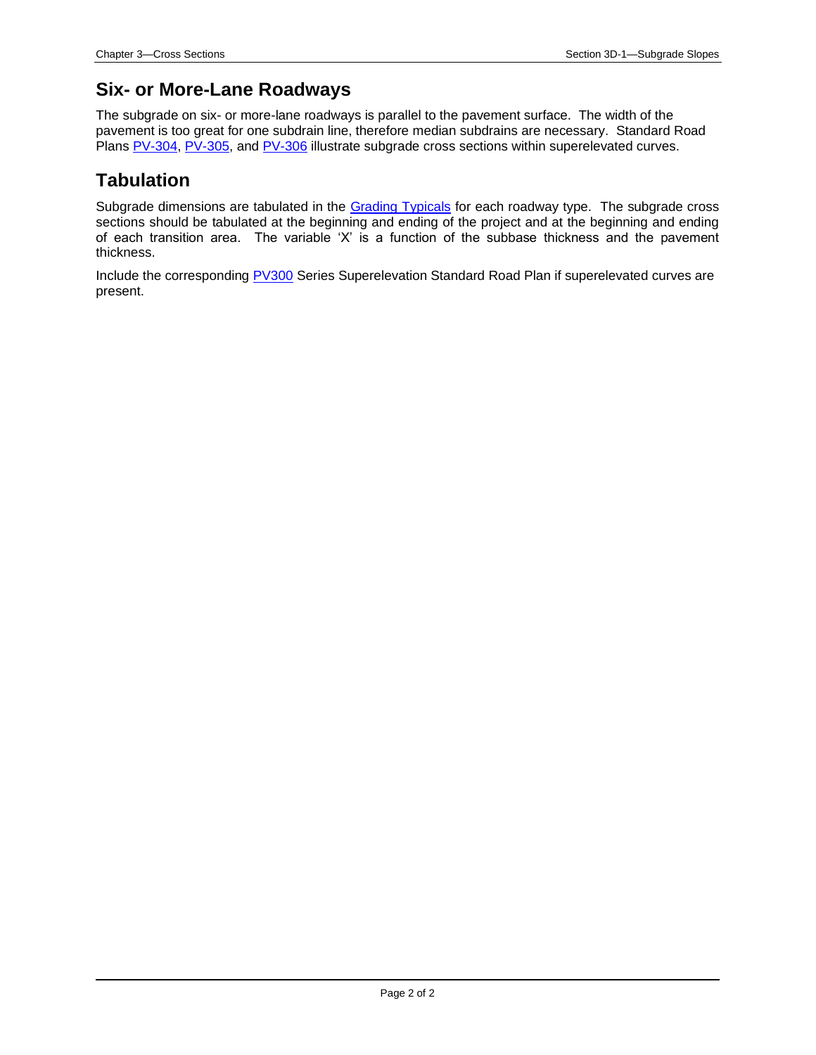## Six- or More-Lane Roadways

The subgrade on six- or more-lane roadways is parallel to the pavement surface. The width of the pavement is too great for one subdrain line, therefore median subdrains are necessary. Standard Road Plans PV-304, PV-305, and PV-306 illustrate subgrade cross sections within superelevated curves.

## Tabulation

Subgrade dimensions are tabulated in the Grading Typicals for each roadway type. The subgrade cross sections should be tabulated at the beginning and ending of the project and at the beginning and ending of each transition area. The variable 'X' is a function of the subbase thickness and the pavement thickness.

Include the corresponding PV300 Series Superelevation Standard Road Plan if superelevated curves are present.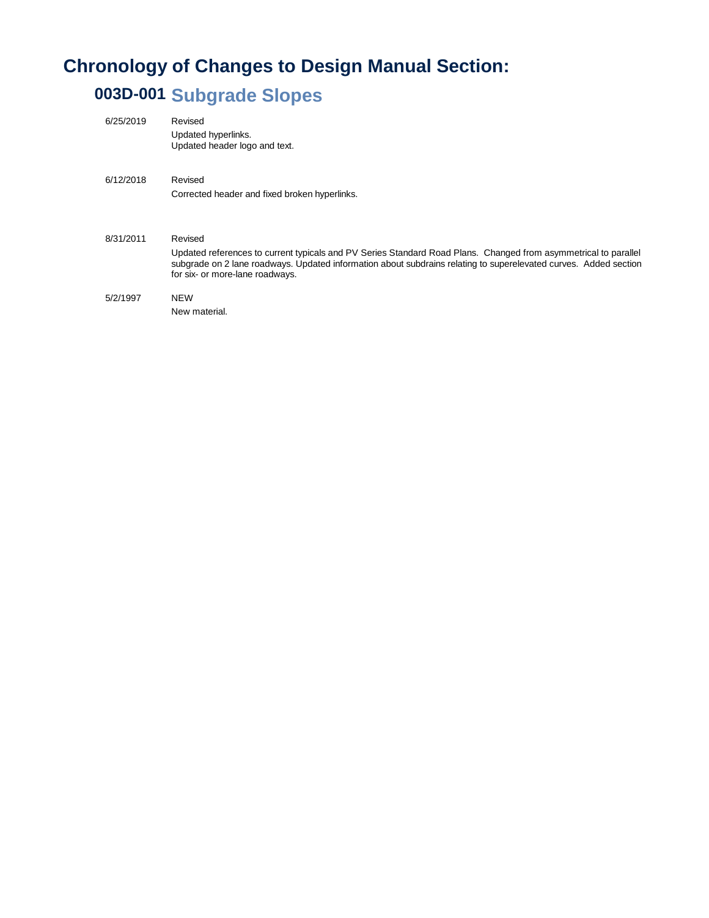# Chronology of Changes to Design Manual Section:

## 003D-001 Subgrade Slopes

| | |
|---|---|
| 6/25/2019 | Revised<br>Updated hyperlinks.<br>Updated header logo and text. |
| 6/12/2018 | Revised<br>Corrected header and fixed broken hyperlinks. |
| 8/31/2011 | Revised<br>Updated references to current typicals and PV Series Standard Road Plans. Changed from asymmetrical to parallel subgrade on 2 lane roadways. Updated information about subdrains relating to superelevated curves. Added section for six- or more-lane roadways. |
| 5/2/1997 | NEW<br>New material. |